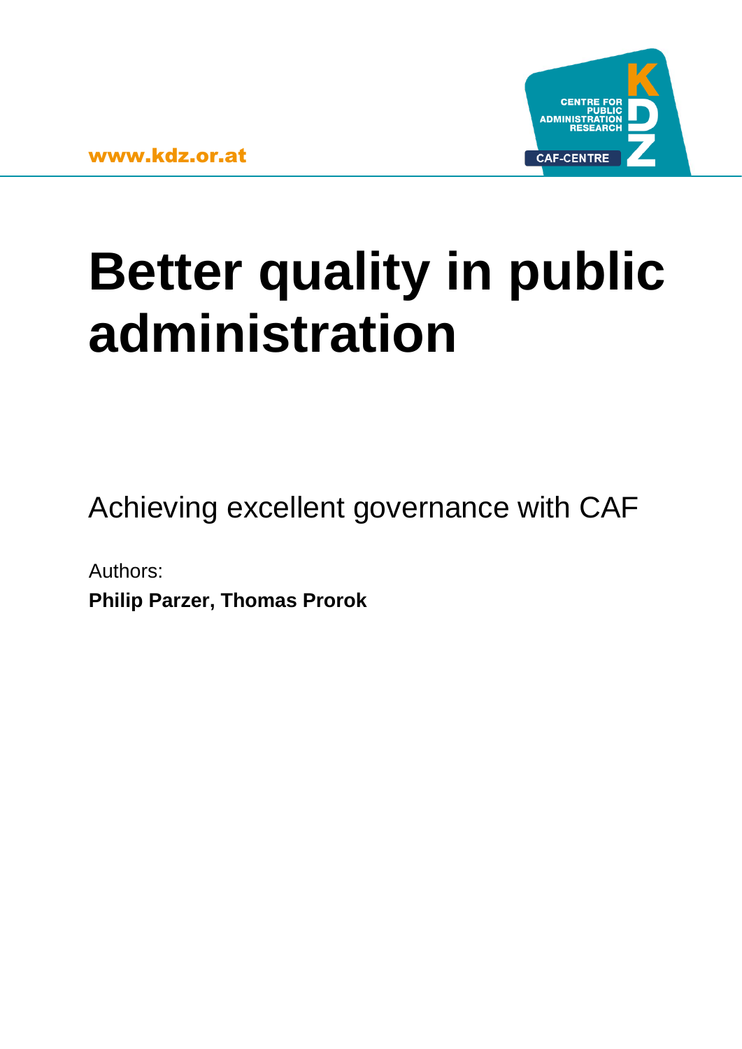www.kdz.or.at

CENTRE FOR PUBLIC ADMINISTRATION RESEARCH

CAF-CENTRE

# Better quality in public administration

## Achieving excellent governance with CAF

Authors:

**Philip Parzer, Thomas Prorok**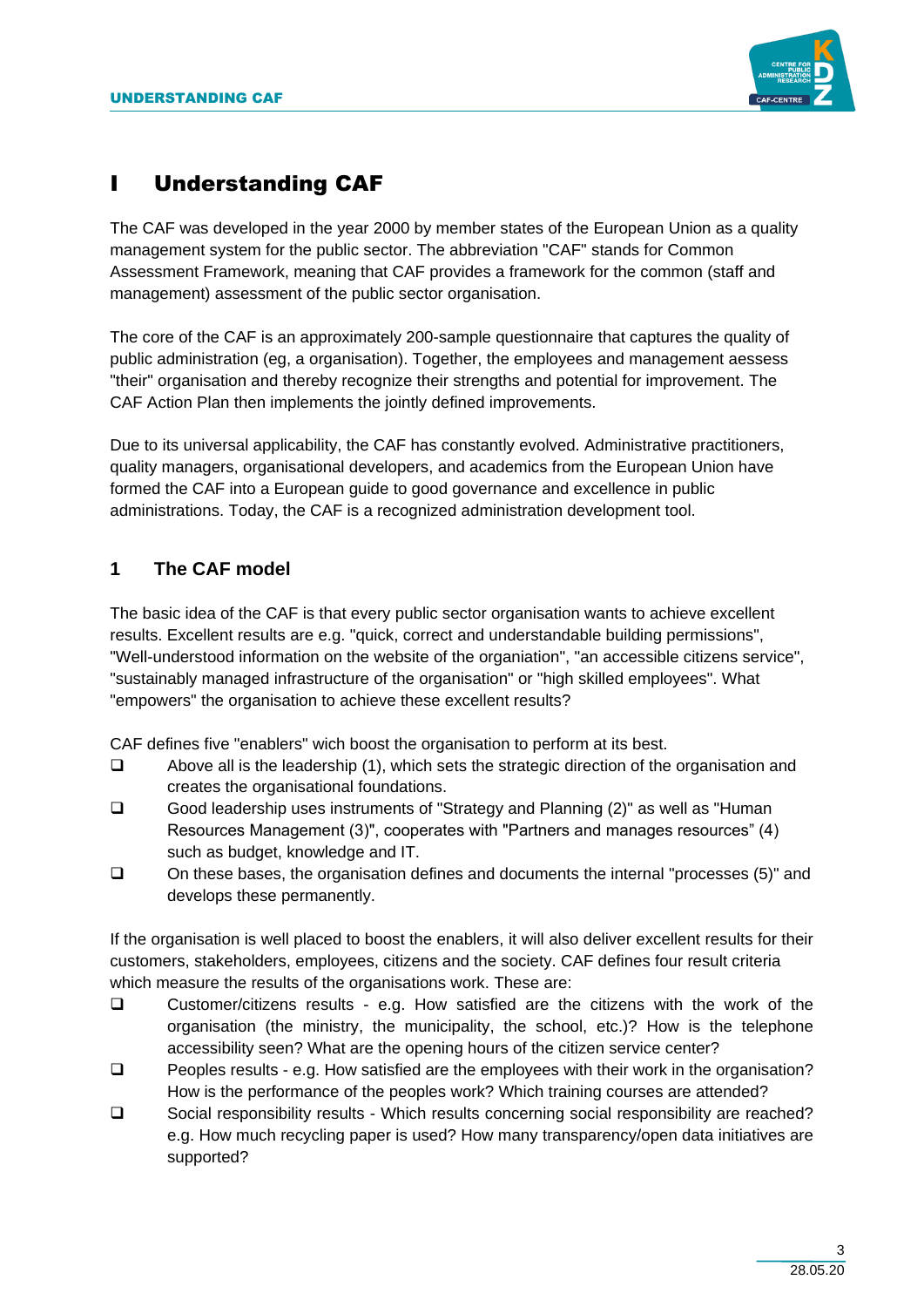# I Understanding CAF

The CAF was developed in the year 2000 by member states of the European Union as a quality management system for the public sector. The abbreviation "CAF" stands for Common Assessment Framework, meaning that CAF provides a framework for the common (staff and management) assessment of the public sector organisation.

The core of the CAF is an approximately 200-sample questionnaire that captures the quality of public administration (eg, a organisation). Together, the employees and management aessess "their" organisation and thereby recognize their strengths and potential for improvement. The CAF Action Plan then implements the jointly defined improvements.

Due to its universal applicability, the CAF has constantly evolved. Administrative practitioners, quality managers, organisational developers, and academics from the European Union have formed the CAF into a European guide to good governance and excellence in public administrations. Today, the CAF is a recognized administration development tool.

## 1 The CAF model

The basic idea of the CAF is that every public sector organisation wants to achieve excellent results. Excellent results are e.g. "quick, correct and understandable building permissions", "Well-understood information on the website of the organiation", "an accessible citizens service", "sustainably managed infrastructure of the organisation" or "high skilled employees". What "empowers" the organisation to achieve these excellent results?

CAF defines five "enablers" wich boost the organisation to perform at its best.

- Above all is the leadership (1), which sets the strategic direction of the organisation and creates the organisational foundations.
- Good leadership uses instruments of "Strategy and Planning (2)" as well as "Human Resources Management (3)", cooperates with "Partners and manages resources" (4) such as budget, knowledge and IT.
- On these bases, the organisation defines and documents the internal "processes (5)" and develops these permanently.

If the organisation is well placed to boost the enablers, it will also deliver excellent results for their customers, stakeholders, employees, citizens and the society. CAF defines four result criteria which measure the results of the organisations work. These are:

- Customer/citizens results - e.g. How satisfied are the citizens with the work of the organisation (the ministry, the municipality, the school, etc.)? How is the telephone accessibility seen? What are the opening hours of the citizen service center?
- Peoples results - e.g. How satisfied are the employees with their work in the organisation? How is the performance of the peoples work? Which training courses are attended?
- Social responsibility results - Which results concerning social responsibility are reached? e.g. How much recycling paper is used? How many transparency/open data initiatives are supported?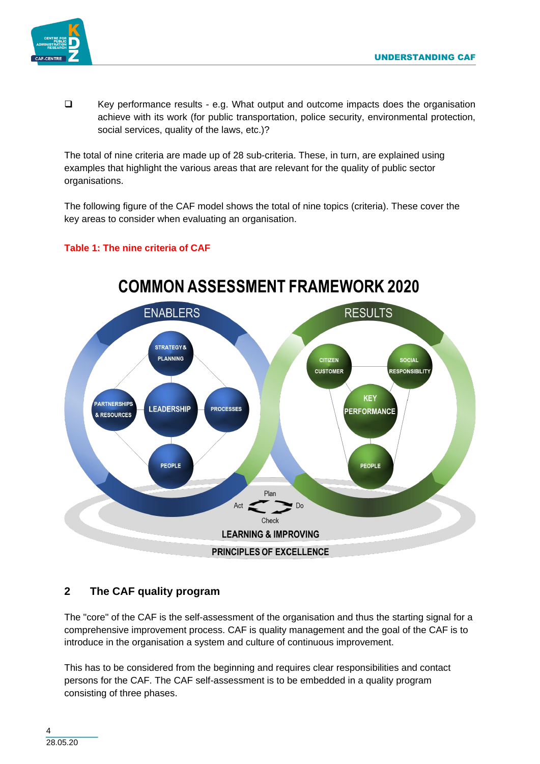- Key performance results - e.g. What output and outcome impacts does the organisation achieve with its work (for public transportation, police security, environmental protection, social services, quality of the laws, etc.)?

The total of nine criteria are made up of 28 sub-criteria. These, in turn, are explained using examples that highlight the various areas that are relevant for the quality of public sector organisations.

The following figure of the CAF model shows the total of nine topics (criteria). These cover the key areas to consider when evaluating an organisation.

**Table 1: The nine criteria of CAF**

COMMON ASSESSMENT FRAMEWORK 2020

ENABLERS: STRATEGY & PLANNING, PARTNERSHIPS & RESOURCES, LEADERSHIP, PROCESSES, PEOPLE

RESULTS: CITIZEN CUSTOMER, SOCIAL RESPONSIBILITY, KEY PERFORMANCE, PEOPLE

Plan – Do – Check – Act

LEARNING & IMPROVING

PRINCIPLES OF EXCELLENCE

## 2 The CAF quality program

The "core" of the CAF is the self-assessment of the organisation and thus the starting signal for a comprehensive improvement process. CAF is quality management and the goal of the CAF is to introduce in the organisation a system and culture of continuous improvement.

This has to be considered from the beginning and requires clear responsibilities and contact persons for the CAF. The CAF self-assessment is to be embedded in a quality program consisting of three phases.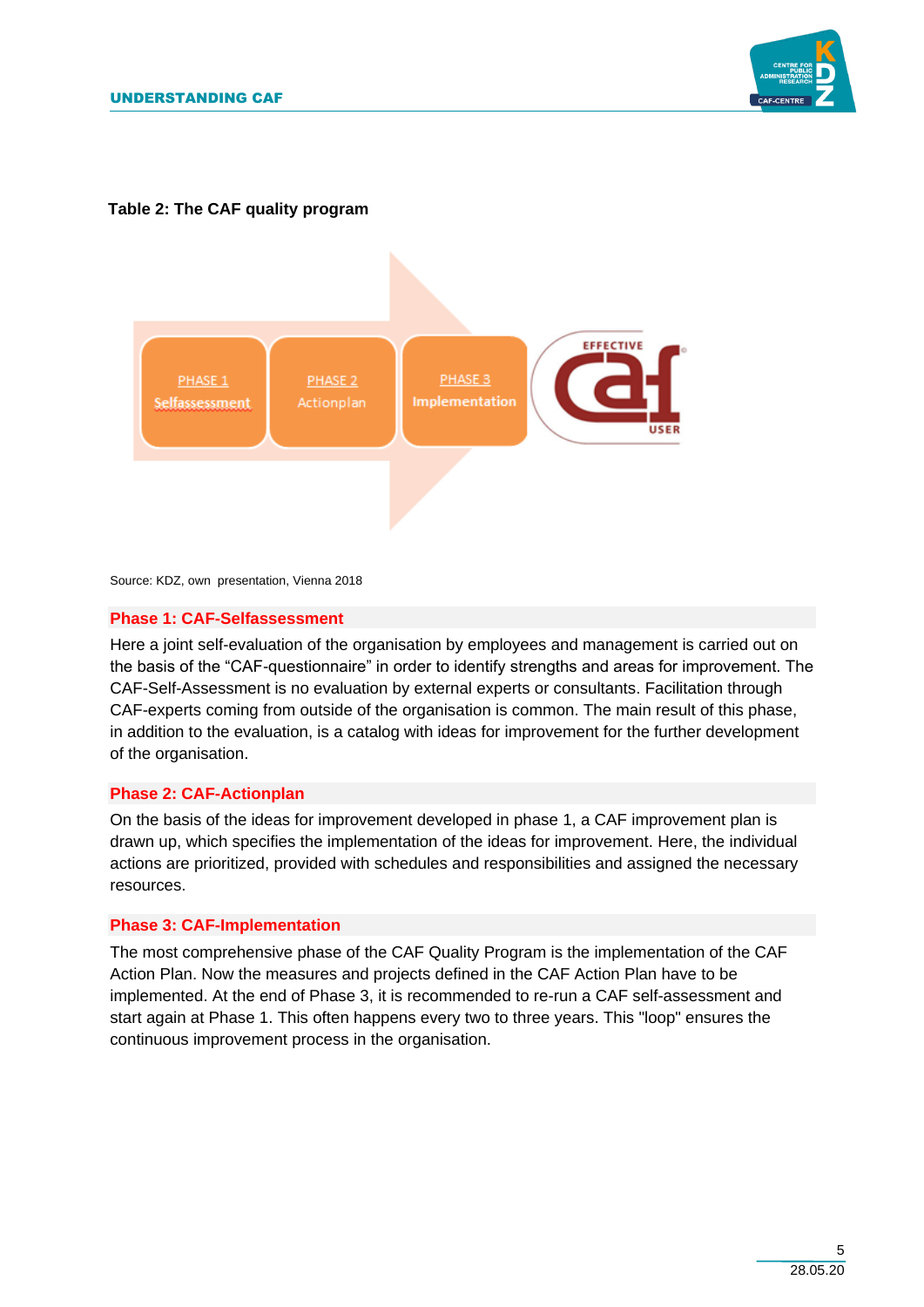**Table 2: The CAF quality program**

PHASE 1 Selfassessment → PHASE 2 Actionplan → PHASE 3 Implementation → EFFECTIVE CAF USER

Source: KDZ, own presentation, Vienna 2018

### Phase 1: CAF-Selfassessment

Here a joint self-evaluation of the organisation by employees and management is carried out on the basis of the "CAF-questionnaire" in order to identify strengths and areas for improvement. The CAF-Self-Assessment is no evaluation by external experts or consultants. Facilitation through CAF-experts coming from outside of the organisation is common. The main result of this phase, in addition to the evaluation, is a catalog with ideas for improvement for the further development of the organisation.

### Phase 2: CAF-Actionplan

On the basis of the ideas for improvement developed in phase 1, a CAF improvement plan is drawn up, which specifies the implementation of the ideas for improvement. Here, the individual actions are prioritized, provided with schedules and responsibilities and assigned the necessary resources.

### Phase 3: CAF-Implementation

The most comprehensive phase of the CAF Quality Program is the implementation of the CAF Action Plan. Now the measures and projects defined in the CAF Action Plan have to be implemented. At the end of Phase 3, it is recommended to re-run a CAF self-assessment and start again at Phase 1. This often happens every two to three years. This "loop" ensures the continuous improvement process in the organisation.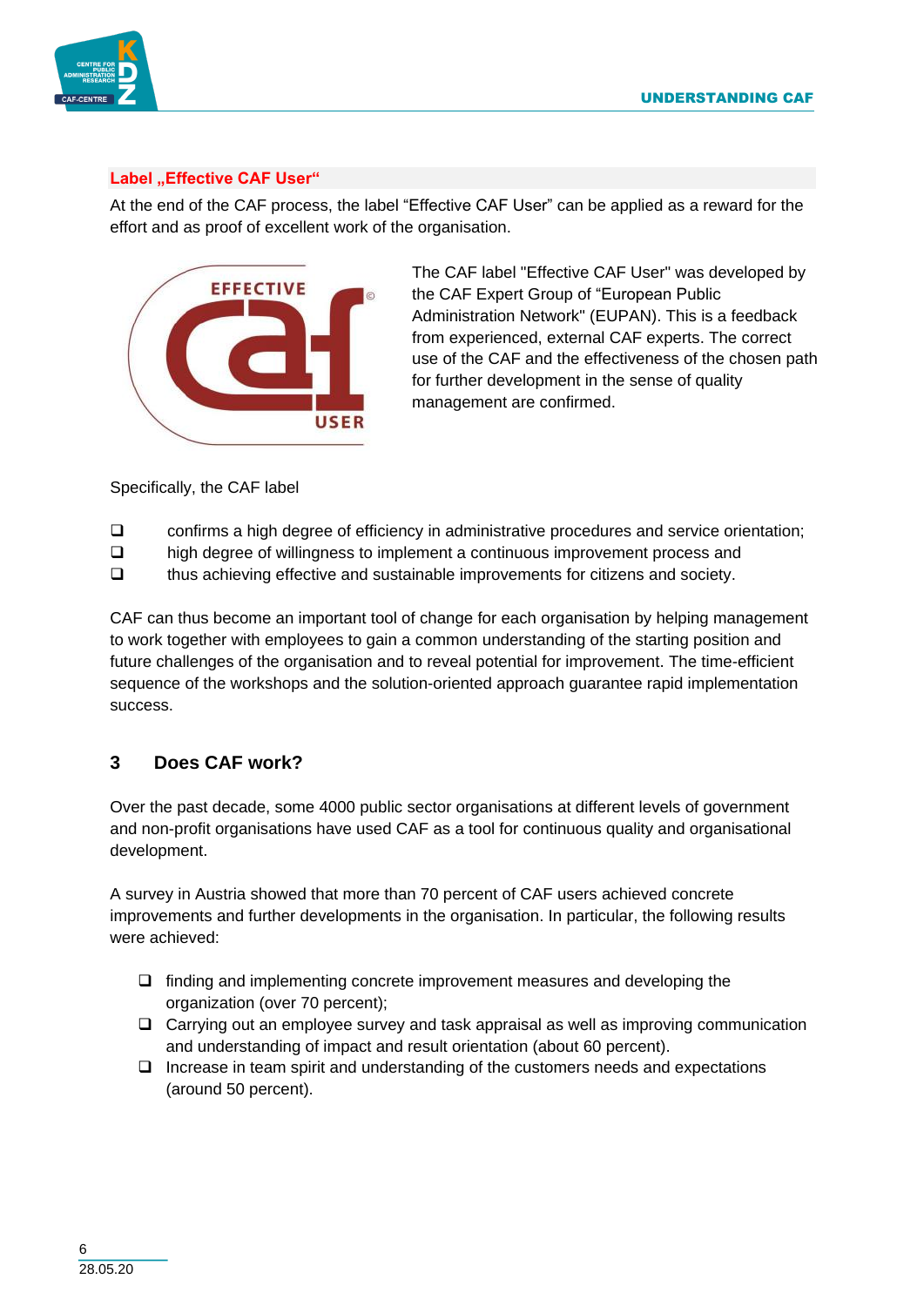**Label „Effective CAF User“**

At the end of the CAF process, the label “Effective CAF User” can be applied as a reward for the effort and as proof of excellent work of the organisation.

The CAF label "Effective CAF User" was developed by the CAF Expert Group of “European Public Administration Network" (EUPAN). This is a feedback from experienced, external CAF experts. The correct use of the CAF and the effectiveness of the chosen path for further development in the sense of quality management are confirmed.

Specifically, the CAF label

- confirms a high degree of efficiency in administrative procedures and service orientation;
- high degree of willingness to implement a continuous improvement process and
- thus achieving effective and sustainable improvements for citizens and society.

CAF can thus become an important tool of change for each organisation by helping management to work together with employees to gain a common understanding of the starting position and future challenges of the organisation and to reveal potential for improvement. The time-efficient sequence of the workshops and the solution-oriented approach guarantee rapid implementation success.

## 3 Does CAF work?

Over the past decade, some 4000 public sector organisations at different levels of government and non-profit organisations have used CAF as a tool for continuous quality and organisational development.

A survey in Austria showed that more than 70 percent of CAF users achieved concrete improvements and further developments in the organisation. In particular, the following results were achieved:

- finding and implementing concrete improvement measures and developing the organization (over 70 percent);
- Carrying out an employee survey and task appraisal as well as improving communication and understanding of impact and result orientation (about 60 percent).
- Increase in team spirit and understanding of the customers needs and expectations (around 50 percent).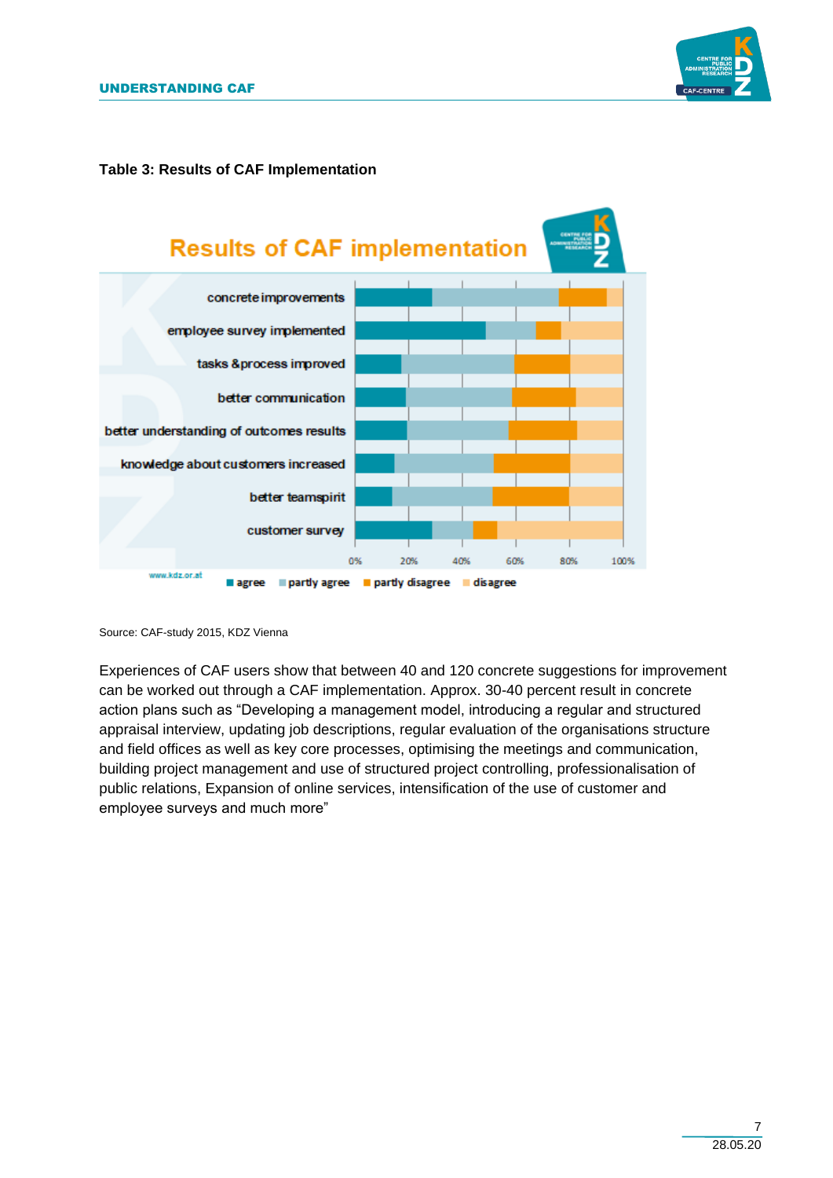**Table 3: Results of CAF Implementation**

Source: CAF-study 2015, KDZ Vienna

Experiences of CAF users show that between 40 and 120 concrete suggestions for improvement can be worked out through a CAF implementation. Approx. 30-40 percent result in concrete action plans such as "Developing a management model, introducing a regular and structured appraisal interview, updating job descriptions, regular evaluation of the organisations structure and field offices as well as key core processes, optimising the meetings and communication, building project management and use of structured project controlling, professionalisation of public relations, Expansion of online services, intensification of the use of customer and employee surveys and much more"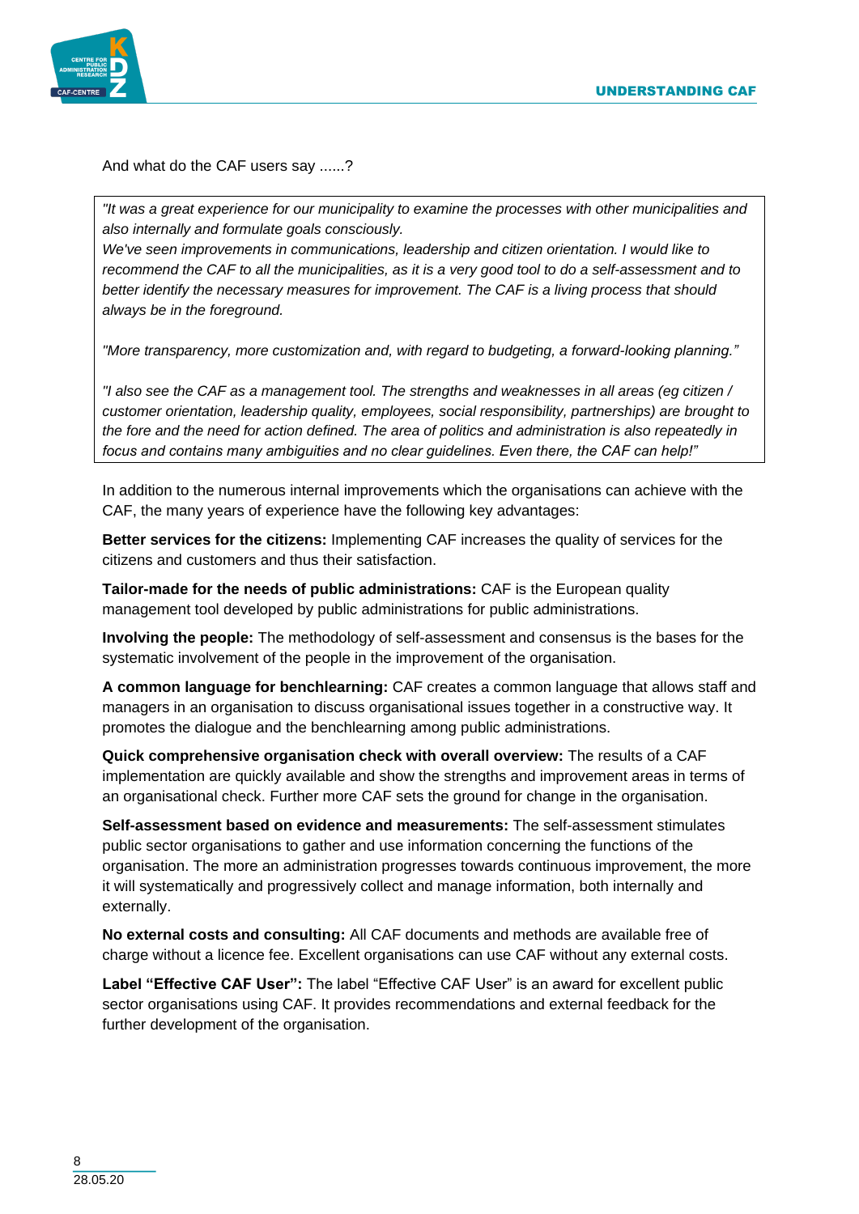And what do the CAF users say ......?

> *"It was a great experience for our municipality to examine the processes with other municipalities and also internally and formulate goals consciously.*
> *We've seen improvements in communications, leadership and citizen orientation. I would like to recommend the CAF to all the municipalities, as it is a very good tool to do a self-assessment and to better identify the necessary measures for improvement. The CAF is a living process that should always be in the foreground.*
>
> *"More transparency, more customization and, with regard to budgeting, a forward-looking planning."*
>
> *"I also see the CAF as a management tool. The strengths and weaknesses in all areas (eg citizen / customer orientation, leadership quality, employees, social responsibility, partnerships) are brought to the fore and the need for action defined. The area of politics and administration is also repeatedly in focus and contains many ambiguities and no clear guidelines. Even there, the CAF can help!"*

In addition to the numerous internal improvements which the organisations can achieve with the CAF, the many years of experience have the following key advantages:

**Better services for the citizens:** Implementing CAF increases the quality of services for the citizens and customers and thus their satisfaction.

**Tailor-made for the needs of public administrations:** CAF is the European quality management tool developed by public administrations for public administrations.

**Involving the people:** The methodology of self-assessment and consensus is the bases for the systematic involvement of the people in the improvement of the organisation.

**A common language for benchlearning:** CAF creates a common language that allows staff and managers in an organisation to discuss organisational issues together in a constructive way. It promotes the dialogue and the benchlearning among public administrations.

**Quick comprehensive organisation check with overall overview:** The results of a CAF implementation are quickly available and show the strengths and improvement areas in terms of an organisational check. Further more CAF sets the ground for change in the organisation.

**Self-assessment based on evidence and measurements:** The self-assessment stimulates public sector organisations to gather and use information concerning the functions of the organisation. The more an administration progresses towards continuous improvement, the more it will systematically and progressively collect and manage information, both internally and externally.

**No external costs and consulting:** All CAF documents and methods are available free of charge without a licence fee. Excellent organisations can use CAF without any external costs.

**Label "Effective CAF User":** The label "Effective CAF User" is an award for excellent public sector organisations using CAF. It provides recommendations and external feedback for the further development of the organisation.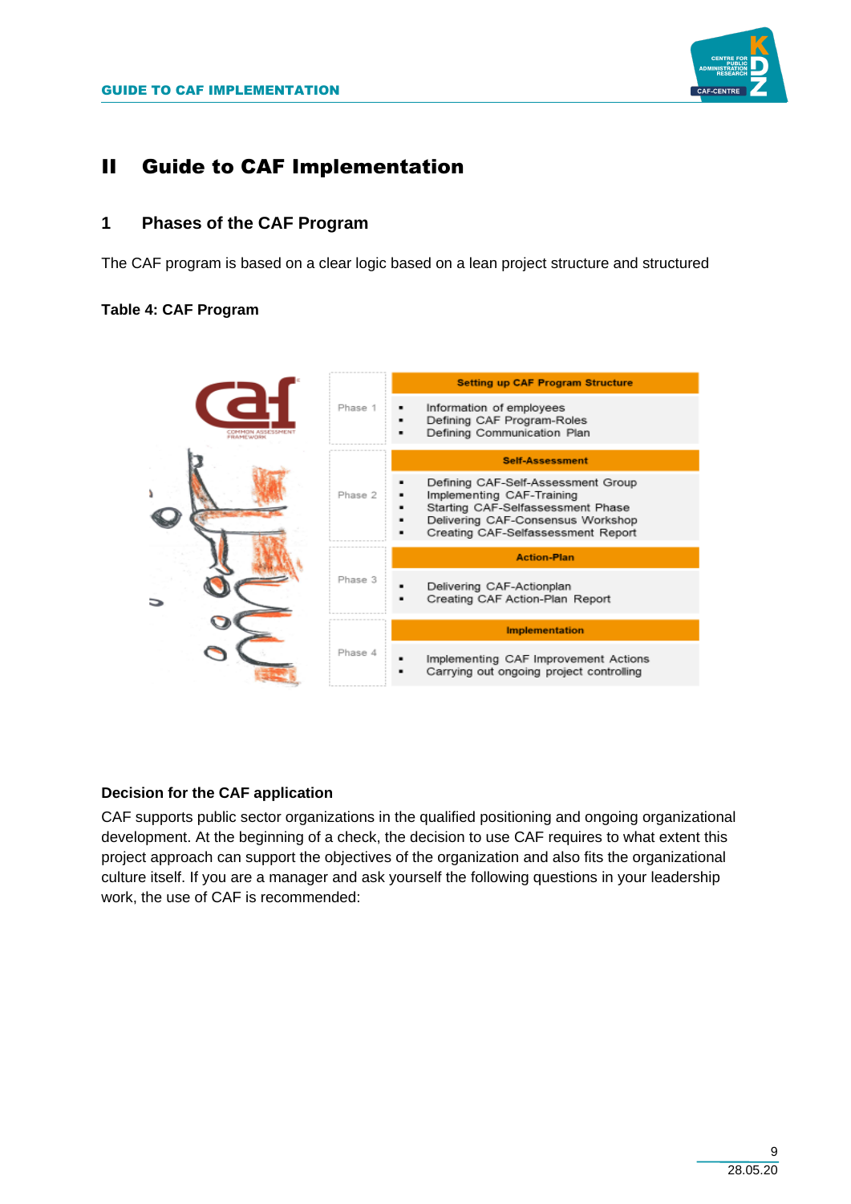# II Guide to CAF Implementation

## 1 Phases of the CAF Program

The CAF program is based on a clear logic based on a lean project structure and structured

**Table 4: CAF Program**

| Phase | |
|---|---|
| | **Setting up CAF Program Structure** |
| Phase 1 | ▪ Information of employees<br>▪ Defining CAF Program-Roles<br>▪ Defining Communication Plan |
| | **Self-Assessment** |
| Phase 2 | ▪ Defining CAF-Self-Assessment Group<br>▪ Implementing CAF-Training<br>▪ Starting CAF-Selfassessment Phase<br>▪ Delivering CAF-Consensus Workshop<br>▪ Creating CAF-Selfassessment Report |
| | **Action-Plan** |
| Phase 3 | ▪ Delivering CAF-Actionplan<br>▪ Creating CAF Action-Plan Report |
| | **Implementation** |
| Phase 4 | ▪ Implementing CAF Improvement Actions<br>▪ Carrying out ongoing project controlling |

**Decision for the CAF application**

CAF supports public sector organizations in the qualified positioning and ongoing organizational development. At the beginning of a check, the decision to use CAF requires to what extent this project approach can support the objectives of the organization and also fits the organizational culture itself. If you are a manager and ask yourself the following questions in your leadership work, the use of CAF is recommended: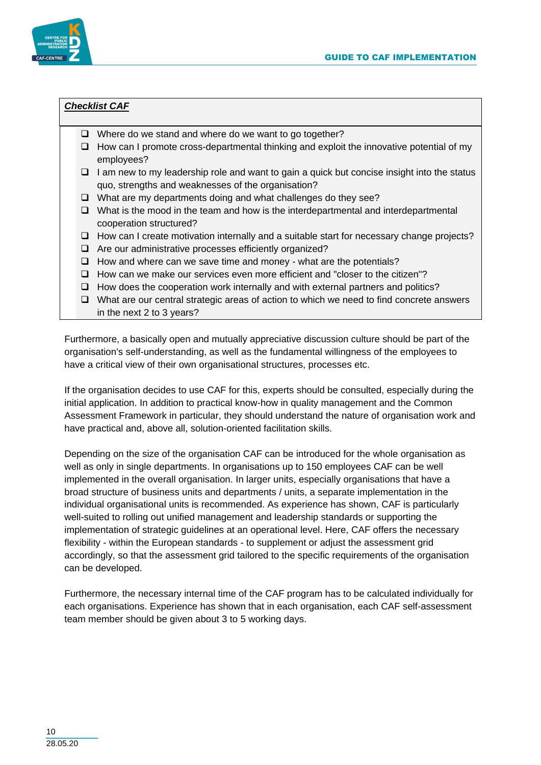***Checklist CAF***

- ❑ Where do we stand and where do we want to go together?
- ❑ How can I promote cross-departmental thinking and exploit the innovative potential of my employees?
- ❑ I am new to my leadership role and want to gain a quick but concise insight into the status quo, strengths and weaknesses of the organisation?
- ❑ What are my departments doing and what challenges do they see?
- ❑ What is the mood in the team and how is the interdepartmental and interdepartmental cooperation structured?
- ❑ How can I create motivation internally and a suitable start for necessary change projects?
- ❑ Are our administrative processes efficiently organized?
- ❑ How and where can we save time and money - what are the potentials?
- ❑ How can we make our services even more efficient and "closer to the citizen"?
- ❑ How does the cooperation work internally and with external partners and politics?
- ❑ What are our central strategic areas of action to which we need to find concrete answers in the next 2 to 3 years?

Furthermore, a basically open and mutually appreciative discussion culture should be part of the organisation's self-understanding, as well as the fundamental willingness of the employees to have a critical view of their own organisational structures, processes etc.

If the organisation decides to use CAF for this, experts should be consulted, especially during the initial application. In addition to practical know-how in quality management and the Common Assessment Framework in particular, they should understand the nature of organisation work and have practical and, above all, solution-oriented facilitation skills.

Depending on the size of the organisation CAF can be introduced for the whole organisation as well as only in single departments. In organisations up to 150 employees CAF can be well implemented in the overall organisation. In larger units, especially organisations that have a broad structure of business units and departments / units, a separate implementation in the individual organisational units is recommended. As experience has shown, CAF is particularly well-suited to rolling out unified management and leadership standards or supporting the implementation of strategic guidelines at an operational level. Here, CAF offers the necessary flexibility - within the European standards - to supplement or adjust the assessment grid accordingly, so that the assessment grid tailored to the specific requirements of the organisation can be developed.

Furthermore, the necessary internal time of the CAF program has to be calculated individually for each organisations. Experience has shown that in each organisation, each CAF self-assessment team member should be given about 3 to 5 working days.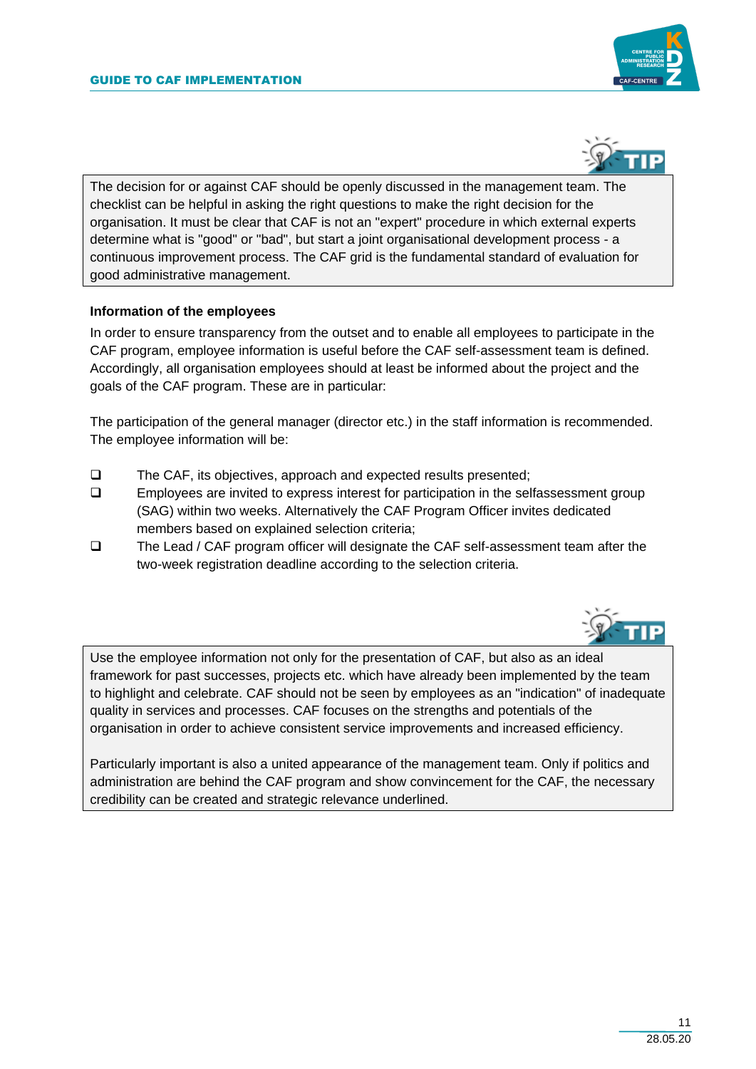**TIP**

> The decision for or against CAF should be openly discussed in the management team. The checklist can be helpful in asking the right questions to make the right decision for the organisation. It must be clear that CAF is not an "expert" procedure in which external experts determine what is "good" or "bad", but start a joint organisational development process - a continuous improvement process. The CAF grid is the fundamental standard of evaluation for good administrative management.

**Information of the employees**

In order to ensure transparency from the outset and to enable all employees to participate in the CAF program, employee information is useful before the CAF self-assessment team is defined. Accordingly, all organisation employees should at least be informed about the project and the goals of the CAF program. These are in particular:

The participation of the general manager (director etc.) in the staff information is recommended. The employee information will be:

- The CAF, its objectives, approach and expected results presented;
- Employees are invited to express interest for participation in the selfassessment group (SAG) within two weeks. Alternatively the CAF Program Officer invites dedicated members based on explained selection criteria;
- The Lead / CAF program officer will designate the CAF self-assessment team after the two-week registration deadline according to the selection criteria.

**TIP**

> Use the employee information not only for the presentation of CAF, but also as an ideal framework for past successes, projects etc. which have already been implemented by the team to highlight and celebrate. CAF should not be seen by employees as an "indication" of inadequate quality in services and processes. CAF focuses on the strengths and potentials of the organisation in order to achieve consistent service improvements and increased efficiency.
>
> Particularly important is also a united appearance of the management team. Only if politics and administration are behind the CAF program and show convincement for the CAF, the necessary credibility can be created and strategic relevance underlined.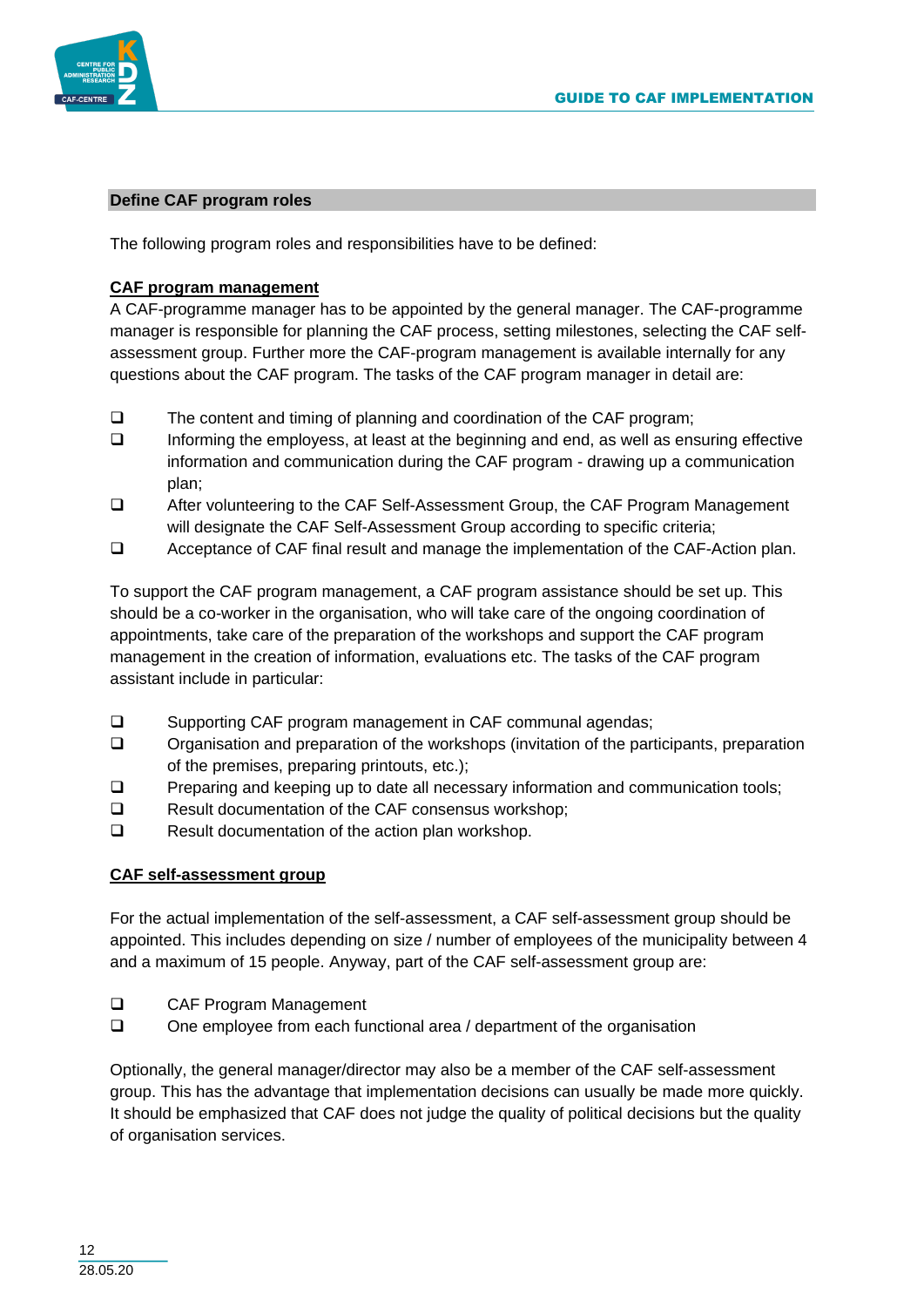## Define CAF program roles

The following program roles and responsibilities have to be defined:

### CAF program management

A CAF-programme manager has to be appointed by the general manager. The CAF-programme manager is responsible for planning the CAF process, setting milestones, selecting the CAF self-assessment group. Further more the CAF-program management is available internally for any questions about the CAF program. The tasks of the CAF program manager in detail are:

- The content and timing of planning and coordination of the CAF program;
- Informing the employess, at least at the beginning and end, as well as ensuring effective information and communication during the CAF program - drawing up a communication plan;
- After volunteering to the CAF Self-Assessment Group, the CAF Program Management will designate the CAF Self-Assessment Group according to specific criteria;
- Acceptance of CAF final result and manage the implementation of the CAF-Action plan.

To support the CAF program management, a CAF program assistance should be set up. This should be a co-worker in the organisation, who will take care of the ongoing coordination of appointments, take care of the preparation of the workshops and support the CAF program management in the creation of information, evaluations etc. The tasks of the CAF program assistant include in particular:

- Supporting CAF program management in CAF communal agendas;
- Organisation and preparation of the workshops (invitation of the participants, preparation of the premises, preparing printouts, etc.);
- Preparing and keeping up to date all necessary information and communication tools;
- Result documentation of the CAF consensus workshop;
- Result documentation of the action plan workshop.

### CAF self-assessment group

For the actual implementation of the self-assessment, a CAF self-assessment group should be appointed. This includes depending on size / number of employees of the municipality between 4 and a maximum of 15 people. Anyway, part of the CAF self-assessment group are:

- CAF Program Management
- One employee from each functional area / department of the organisation

Optionally, the general manager/director may also be a member of the CAF self-assessment group. This has the advantage that implementation decisions can usually be made more quickly. It should be emphasized that CAF does not judge the quality of political decisions but the quality of organisation services.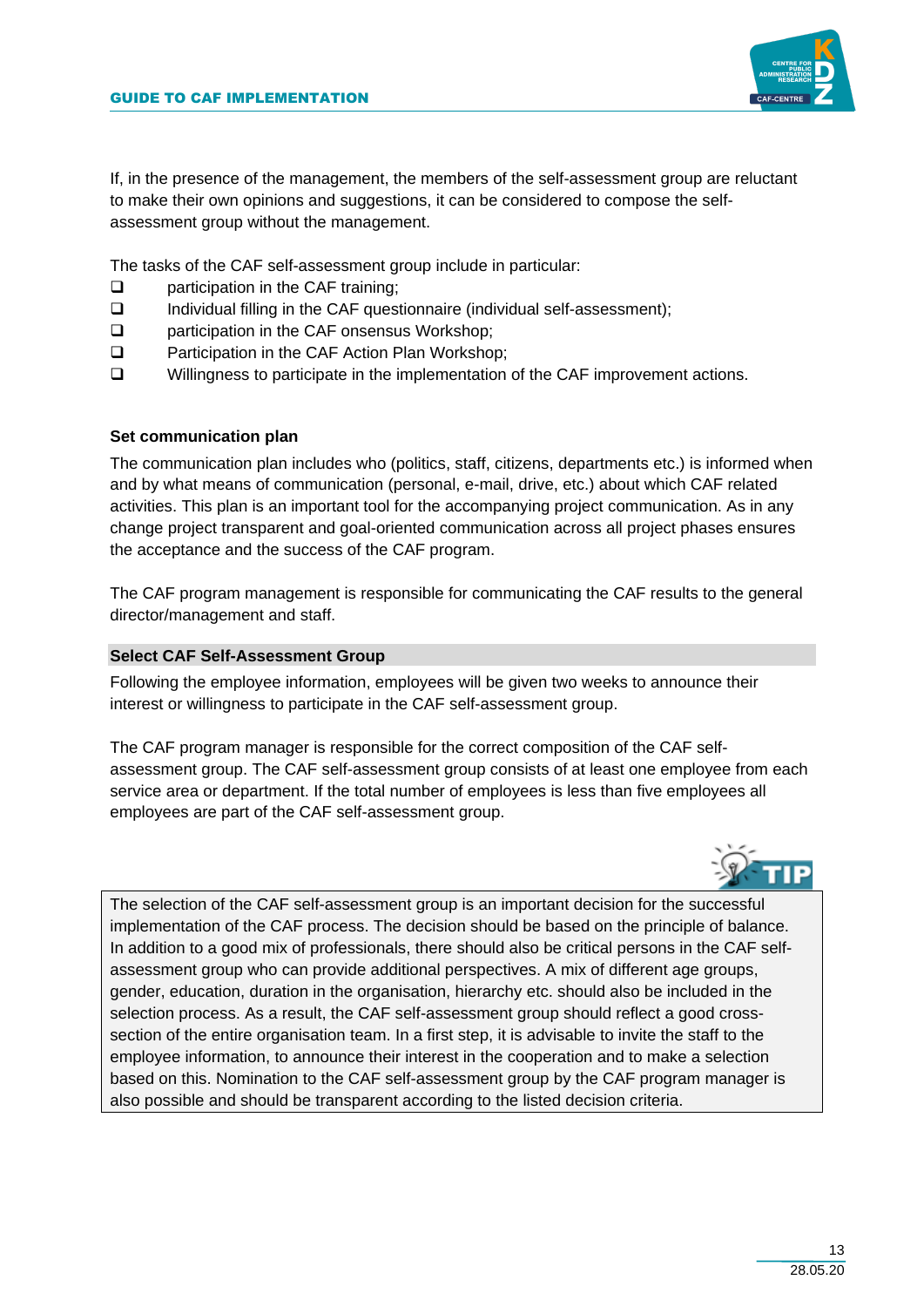If, in the presence of the management, the members of the self-assessment group are reluctant to make their own opinions and suggestions, it can be considered to compose the self-assessment group without the management.

The tasks of the CAF self-assessment group include in particular:

- participation in the CAF training;
- Individual filling in the CAF questionnaire (individual self-assessment);
- participation in the CAF onsensus Workshop;
- Participation in the CAF Action Plan Workshop;
- Willingness to participate in the implementation of the CAF improvement actions.

**Set communication plan**

The communication plan includes who (politics, staff, citizens, departments etc.) is informed when and by what means of communication (personal, e-mail, drive, etc.) about which CAF related activities. This plan is an important tool for the accompanying project communication. As in any change project transparent and goal-oriented communication across all project phases ensures the acceptance and the success of the CAF program.

The CAF program management is responsible for communicating the CAF results to the general director/management and staff.

**Select CAF Self-Assessment Group**

Following the employee information, employees will be given two weeks to announce their interest or willingness to participate in the CAF self-assessment group.

The CAF program manager is responsible for the correct composition of the CAF self-assessment group. The CAF self-assessment group consists of at least one employee from each service area or department. If the total number of employees is less than five employees all employees are part of the CAF self-assessment group.

**TIP**

> The selection of the CAF self-assessment group is an important decision for the successful implementation of the CAF process. The decision should be based on the principle of balance. In addition to a good mix of professionals, there should also be critical persons in the CAF self-assessment group who can provide additional perspectives. A mix of different age groups, gender, education, duration in the organisation, hierarchy etc. should also be included in the selection process. As a result, the CAF self-assessment group should reflect a good cross-section of the entire organisation team. In a first step, it is advisable to invite the staff to the employee information, to announce their interest in the cooperation and to make a selection based on this. Nomination to the CAF self-assessment group by the CAF program manager is also possible and should be transparent according to the listed decision criteria.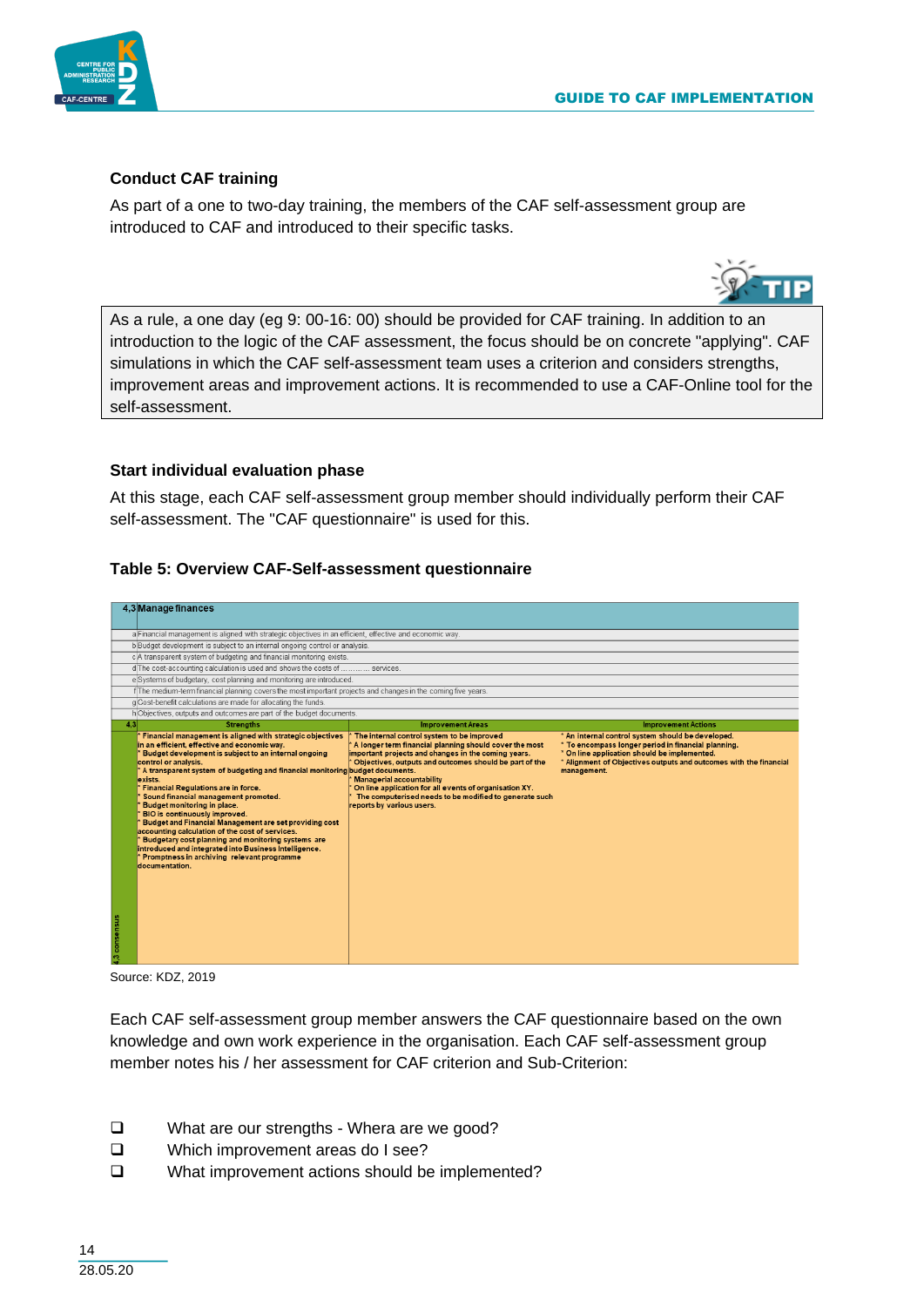### Conduct CAF training

As part of a one to two-day training, the members of the CAF self-assessment group are introduced to CAF and introduced to their specific tasks.

TIP

> As a rule, a one day (eg 9: 00-16: 00) should be provided for CAF training. In addition to an introduction to the logic of the CAF assessment, the focus should be on concrete "applying". CAF simulations in which the CAF self-assessment team uses a criterion and considers strengths, improvement areas and improvement actions. It is recommended to use a CAF-Online tool for the self-assessment.

### Start individual evaluation phase

At this stage, each CAF self-assessment group member should individually perform their CAF self-assessment. The "CAF questionnaire" is used for this.

### Table 5: Overview CAF-Self-assessment questionnaire

| 4,3 | Manage finances | | |
|---|---|---|---|
| a | Financial management is aligned with strategic objectives in an efficient, effective and economic way. | | |
| b | Budget development is subject to an internal ongoing control or analysis. | | |
| c | A transparent system of budgeting and financial monitoring exists. | | |
| d | The cost-accounting calculation is used and shows the costs of ............ services. | | |
| e | Systems of budgetary, cost planning and monitoring are introduced. | | |
| f | The medium-term financial planning covers the most important projects and changes in the coming five years. | | |
| g | Cost-benefit calculations are made for allocating the funds. | | |
| h | Objectives, outputs and outcomes are part of the budget documents. | | |
| 4,3 | Strengths | Improvement Areas | Improvement Actions |
| 4,3 consensus | * Financial management is aligned with strategic objectives in an efficient, effective and economic way.<br>* Budget development is subject to an internal ongoing control or analysis.<br>* A transparent system of budgeting and financial monitoring exists.<br>* Financial Regulations are in force.<br>* Sound financial management promoted.<br>* Budget monitoring in place.<br>* BIO is continuously improved.<br>* Budget and Financial Management are set providing cost accounting calculation of the cost of services.<br>* Budgetary cost planning and monitoring systems are introduced and integrated into Business Intelligence.<br>* Promptness in archiving relevant programme documentation. | * The internal control system to be improved<br>* A longer term financial planning should cover the most important projects and changes in the coming years.<br>* Objectives, outputs and outcomes should be part of the budget documents.<br>* Managerial accountability<br>* On line application for all events of organisation XY.<br>* The computerised needs to be modified to generate such reports by various users. | * An internal control system should be developed.<br>* To encompass longer period in financial planning.<br>* On line application should be implemented.<br>* Alignment of Objectives outputs and outcomes with the financial management. |

Source: KDZ, 2019

Each CAF self-assessment group member answers the CAF questionnaire based on the own knowledge and own work experience in the organisation. Each CAF self-assessment group member notes his / her assessment for CAF criterion and Sub-Criterion:

- ❑ What are our strengths - Whera are we good?
- ❑ Which improvement areas do I see?
- ❑ What improvement actions should be implemented?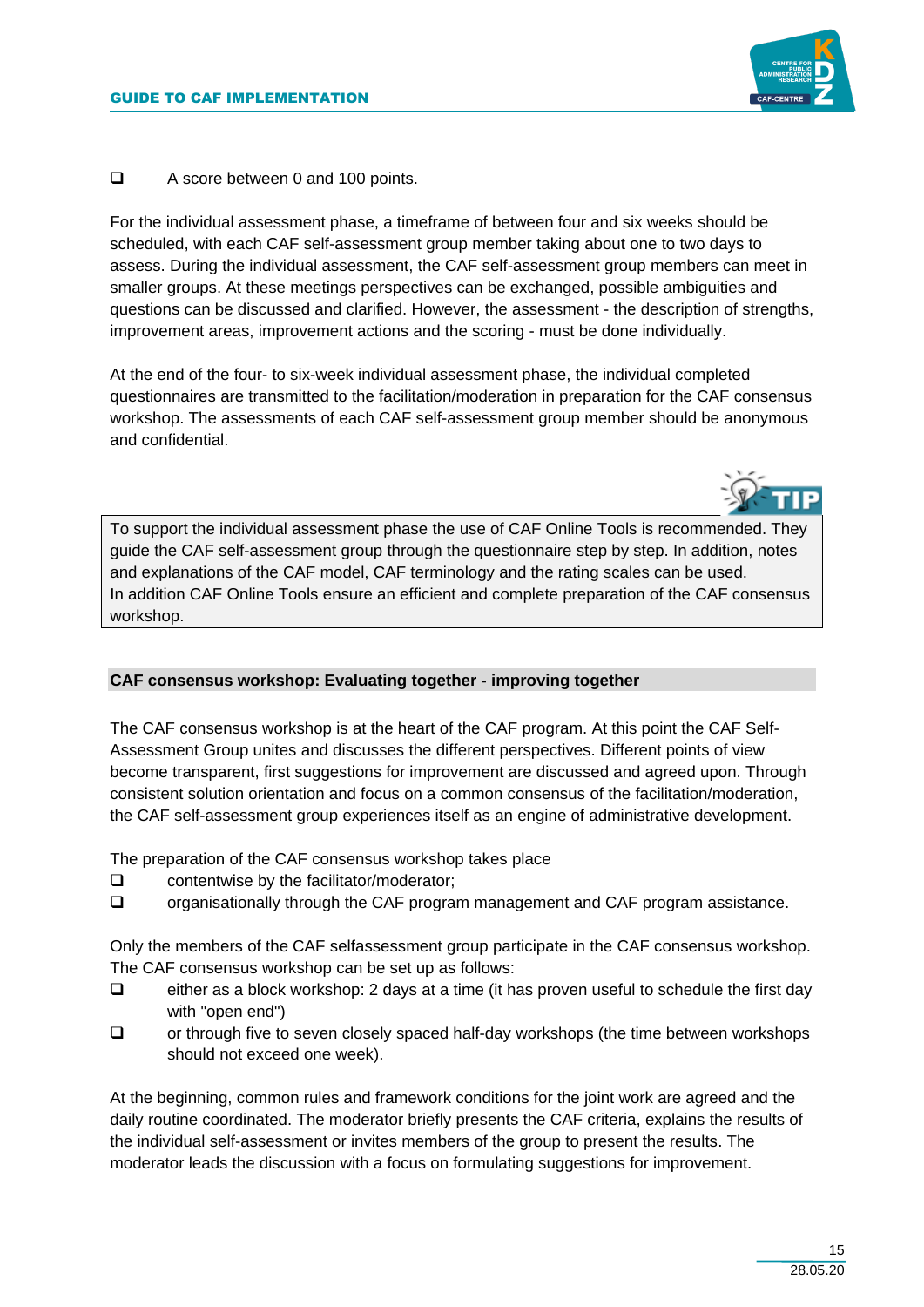- A score between 0 and 100 points.

For the individual assessment phase, a timeframe of between four and six weeks should be scheduled, with each CAF self-assessment group member taking about one to two days to assess. During the individual assessment, the CAF self-assessment group members can meet in smaller groups. At these meetings perspectives can be exchanged, possible ambiguities and questions can be discussed and clarified. However, the assessment - the description of strengths, improvement areas, improvement actions and the scoring - must be done individually.

At the end of the four- to six-week individual assessment phase, the individual completed questionnaires are transmitted to the facilitation/moderation in preparation for the CAF consensus workshop. The assessments of each CAF self-assessment group member should be anonymous and confidential.

**TIP**

> To support the individual assessment phase the use of CAF Online Tools is recommended. They guide the CAF self-assessment group through the questionnaire step by step. In addition, notes and explanations of the CAF model, CAF terminology and the rating scales can be used.
> In addition CAF Online Tools ensure an efficient and complete preparation of the CAF consensus workshop.

**CAF consensus workshop: Evaluating together - improving together**

The CAF consensus workshop is at the heart of the CAF program. At this point the CAF Self-Assessment Group unites and discusses the different perspectives. Different points of view become transparent, first suggestions for improvement are discussed and agreed upon. Through consistent solution orientation and focus on a common consensus of the facilitation/moderation, the CAF self-assessment group experiences itself as an engine of administrative development.

The preparation of the CAF consensus workshop takes place

- contentwise by the facilitator/moderator;
- organisationally through the CAF program management and CAF program assistance.

Only the members of the CAF selfassessment group participate in the CAF consensus workshop. The CAF consensus workshop can be set up as follows:

- either as a block workshop: 2 days at a time (it has proven useful to schedule the first day with "open end")
- or through five to seven closely spaced half-day workshops (the time between workshops should not exceed one week).

At the beginning, common rules and framework conditions for the joint work are agreed and the daily routine coordinated. The moderator briefly presents the CAF criteria, explains the results of the individual self-assessment or invites members of the group to present the results. The moderator leads the discussion with a focus on formulating suggestions for improvement.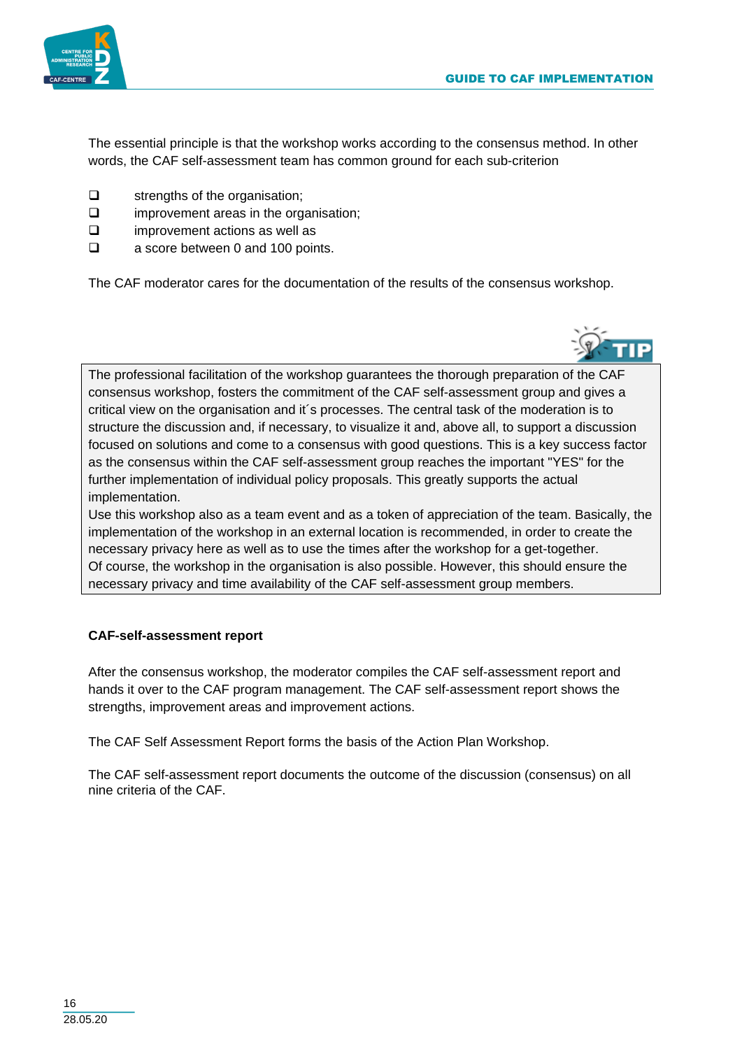The essential principle is that the workshop works according to the consensus method. In other words, the CAF self-assessment team has common ground for each sub-criterion

- strengths of the organisation;
- improvement areas in the organisation;
- improvement actions as well as
- a score between 0 and 100 points.

The CAF moderator cares for the documentation of the results of the consensus workshop.

TIP

> The professional facilitation of the workshop guarantees the thorough preparation of the CAF consensus workshop, fosters the commitment of the CAF self-assessment group and gives a critical view on the organisation and it´s processes. The central task of the moderation is to structure the discussion and, if necessary, to visualize it and, above all, to support a discussion focused on solutions and come to a consensus with good questions. This is a key success factor as the consensus within the CAF self-assessment group reaches the important "YES" for the further implementation of individual policy proposals. This greatly supports the actual implementation.
> Use this workshop also as a team event and as a token of appreciation of the team. Basically, the implementation of the workshop in an external location is recommended, in order to create the necessary privacy here as well as to use the times after the workshop for a get-together.
> Of course, the workshop in the organisation is also possible. However, this should ensure the necessary privacy and time availability of the CAF self-assessment group members.

**CAF-self-assessment report**

After the consensus workshop, the moderator compiles the CAF self-assessment report and hands it over to the CAF program management. The CAF self-assessment report shows the strengths, improvement areas and improvement actions.

The CAF Self Assessment Report forms the basis of the Action Plan Workshop.

The CAF self-assessment report documents the outcome of the discussion (consensus) on all nine criteria of the CAF.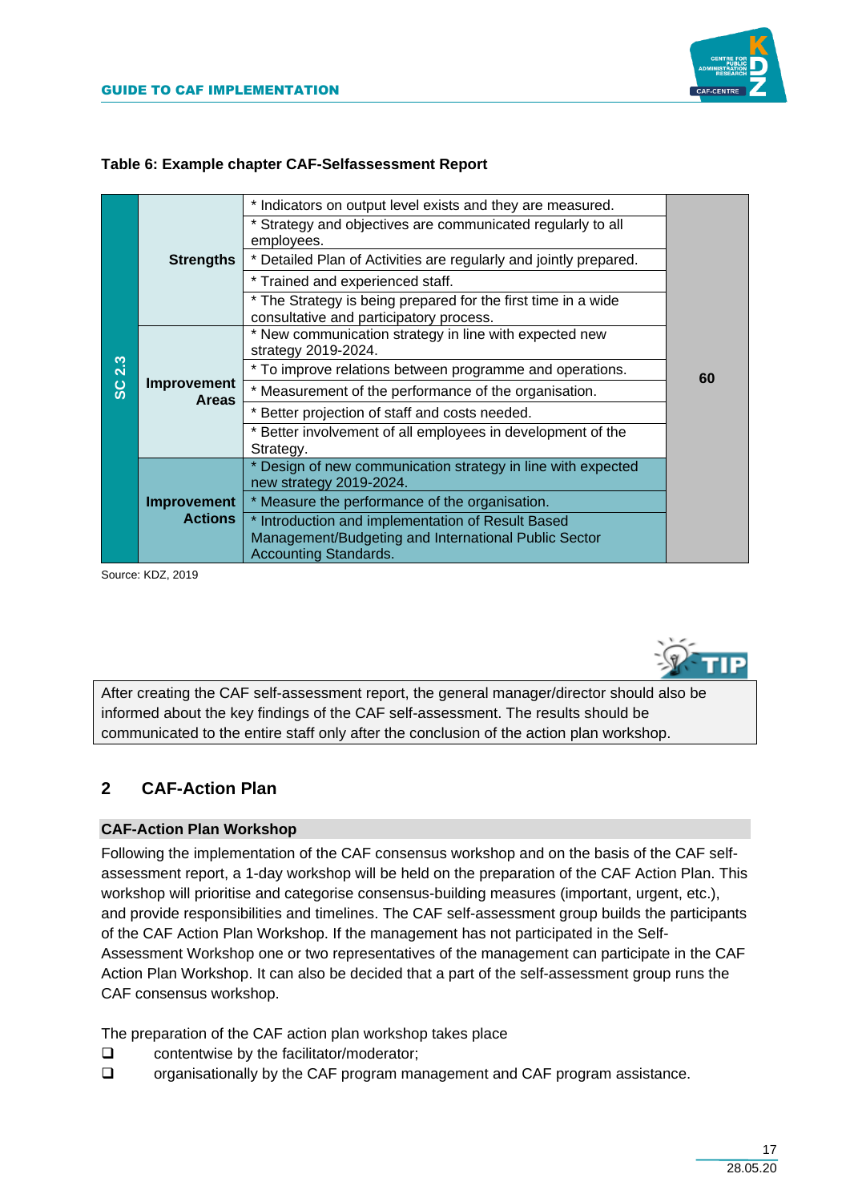**Table 6: Example chapter CAF-Selfassessment Report**

| | | | |
|---|---|---|---|
| SC 2.3 | Strengths | * Indicators on output level exists and they are measured. | 60 |
| | | * Strategy and objectives are communicated regularly to all employees. | |
| | | * Detailed Plan of Activities are regularly and jointly prepared. | |
| | | * Trained and experienced staff. | |
| | | * The Strategy is being prepared for the first time in a wide consultative and participatory process. | |
| | Improvement Areas | * New communication strategy in line with expected new strategy 2019-2024. | |
| | | * To improve relations between programme and operations. | |
| | | * Measurement of the performance of the organisation. | |
| | | * Better projection of staff and costs needed. | |
| | | * Better involvement of all employees in development of the Strategy. | |
| | Improvement Actions | * Design of new communication strategy in line with expected new strategy 2019-2024. | |
| | | * Measure the performance of the organisation. | |
| | | * Introduction and implementation of Result Based Management/Budgeting and International Public Sector Accounting Standards. | |

Source: KDZ, 2019

**TIP**

After creating the CAF self-assessment report, the general manager/director should also be informed about the key findings of the CAF self-assessment. The results should be communicated to the entire staff only after the conclusion of the action plan workshop.

## 2 CAF-Action Plan

### CAF-Action Plan Workshop

Following the implementation of the CAF consensus workshop and on the basis of the CAF self-assessment report, a 1-day workshop will be held on the preparation of the CAF Action Plan. This workshop will prioritise and categorise consensus-building measures (important, urgent, etc.), and provide responsibilities and timelines. The CAF self-assessment group builds the participants of the CAF Action Plan Workshop. If the management has not participated in the Self-Assessment Workshop one or two representatives of the management can participate in the CAF Action Plan Workshop. It can also be decided that a part of the self-assessment group runs the CAF consensus workshop.

The preparation of the CAF action plan workshop takes place

- contentwise by the facilitator/moderator;
- organisationally by the CAF program management and CAF program assistance.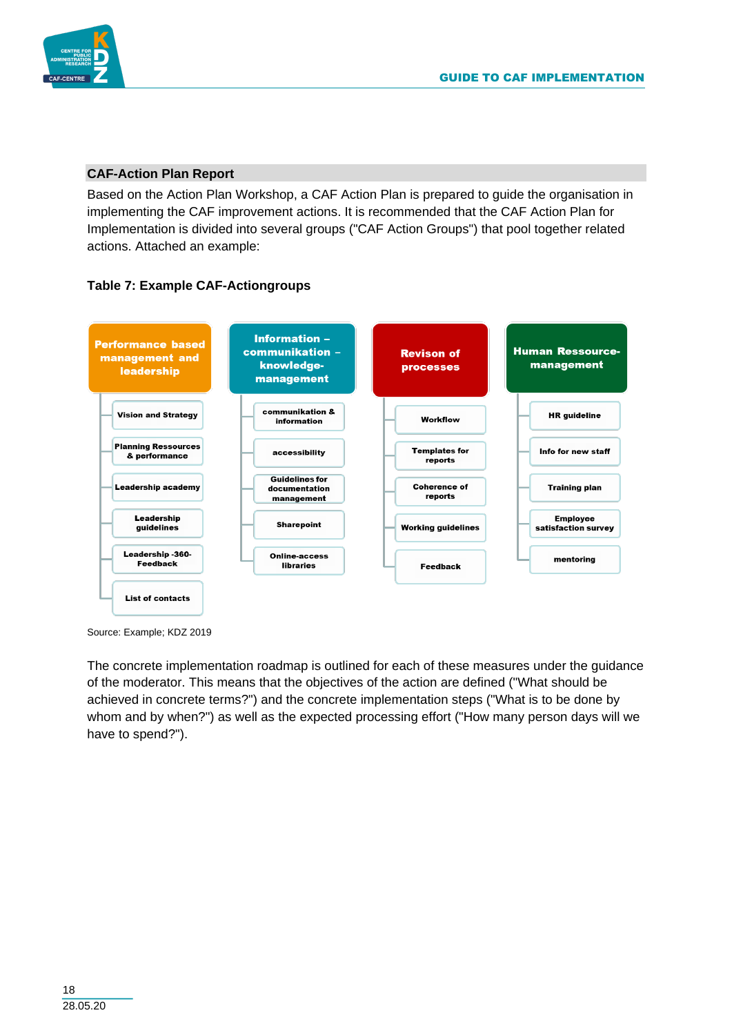## CAF-Action Plan Report

Based on the Action Plan Workshop, a CAF Action Plan is prepared to guide the organisation in implementing the CAF improvement actions. It is recommended that the CAF Action Plan for Implementation is divided into several groups ("CAF Action Groups") that pool together related actions. Attached an example:

**Table 7: Example CAF-Actiongroups**

| Performance based management and leadership | Information – communikation – knowledge-management | Revison of processes | Human Ressource-management |
|---|---|---|---|
| Vision and Strategy | communikation & information | Workflow | HR guideline |
| Planning Ressources & performance | accessibility | Templates for reports | Info for new staff |
| Leadership academy | Guidelines for documentation management | Coherence of reports | Training plan |
| Leadership guidelines | Sharepoint | Working guidelines | Employee satisfaction survey |
| Leadership -360-Feedback | Online-access libraries | Feedback | mentoring |
| List of contacts | | | |

Source: Example; KDZ 2019

The concrete implementation roadmap is outlined for each of these measures under the guidance of the moderator. This means that the objectives of the action are defined ("What should be achieved in concrete terms?") and the concrete implementation steps ("What is to be done by whom and by when?") as well as the expected processing effort ("How many person days will we have to spend?").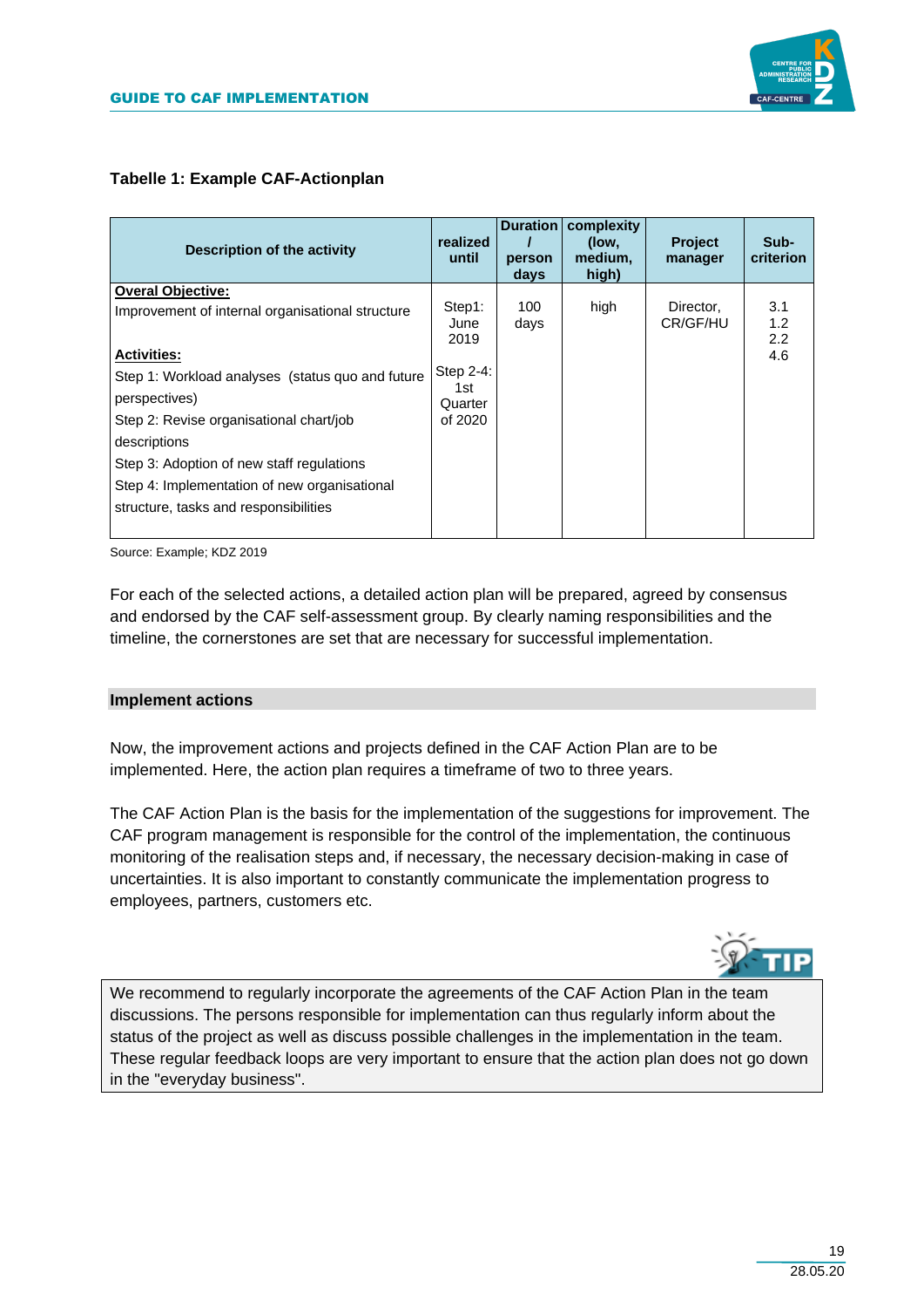**Tabelle 1: Example CAF-Actionplan**

| Description of the activity | realized until | Duration / person days | complexity (low, medium, high) | Project manager | Sub-criterion |
|---|---|---|---|---|---|
| **Overal Objective:**<br>Improvement of internal organisational structure<br><br>**Activities:**<br>Step 1: Workload analyses (status quo and future perspectives)<br>Step 2: Revise organisational chart/job descriptions<br>Step 3: Adoption of new staff regulations<br>Step 4: Implementation of new organisational structure, tasks and responsibilities | Step1: June 2019<br><br>Step 2-4: 1st Quarter of 2020 | 100 days | high | Director, CR/GF/HU | 3.1<br>1.2<br>2.2<br>4.6 |

Source: Example; KDZ 2019

For each of the selected actions, a detailed action plan will be prepared, agreed by consensus and endorsed by the CAF self-assessment group. By clearly naming responsibilities and the timeline, the cornerstones are set that are necessary for successful implementation.

### Implement actions

Now, the improvement actions and projects defined in the CAF Action Plan are to be implemented. Here, the action plan requires a timeframe of two to three years.

The CAF Action Plan is the basis for the implementation of the suggestions for improvement. The CAF program management is responsible for the control of the implementation, the continuous monitoring of the realisation steps and, if necessary, the necessary decision-making in case of uncertainties. It is also important to constantly communicate the implementation progress to employees, partners, customers etc.

**TIP**

We recommend to regularly incorporate the agreements of the CAF Action Plan in the team discussions. The persons responsible for implementation can thus regularly inform about the status of the project as well as discuss possible challenges in the implementation in the team. These regular feedback loops are very important to ensure that the action plan does not go down in the "everyday business".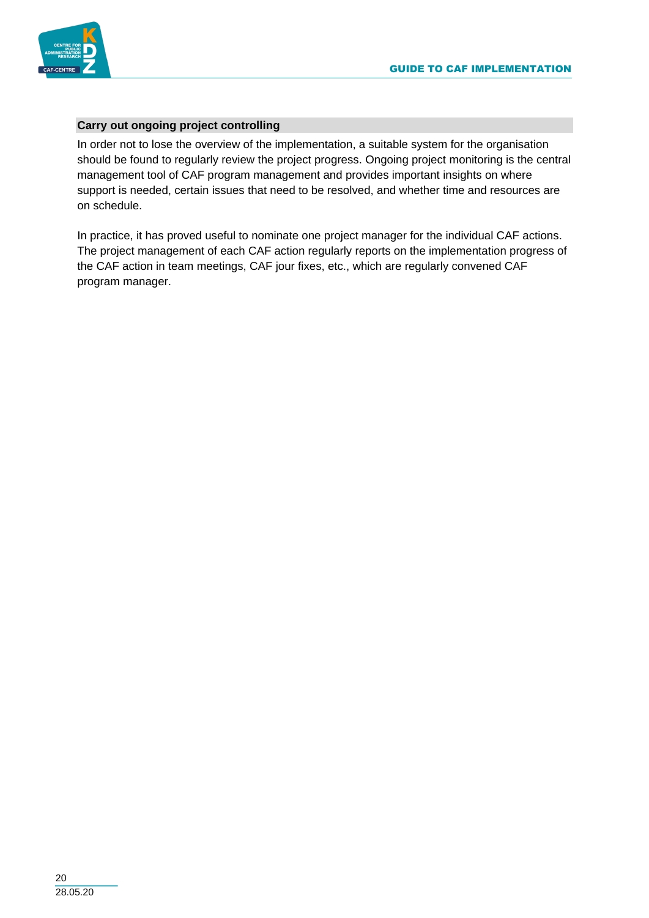### Carry out ongoing project controlling

In order not to lose the overview of the implementation, a suitable system for the organisation should be found to regularly review the project progress. Ongoing project monitoring is the central management tool of CAF program management and provides important insights on where support is needed, certain issues that need to be resolved, and whether time and resources are on schedule.

In practice, it has proved useful to nominate one project manager for the individual CAF actions. The project management of each CAF action regularly reports on the implementation progress of the CAF action in team meetings, CAF jour fixes, etc., which are regularly convened CAF program manager.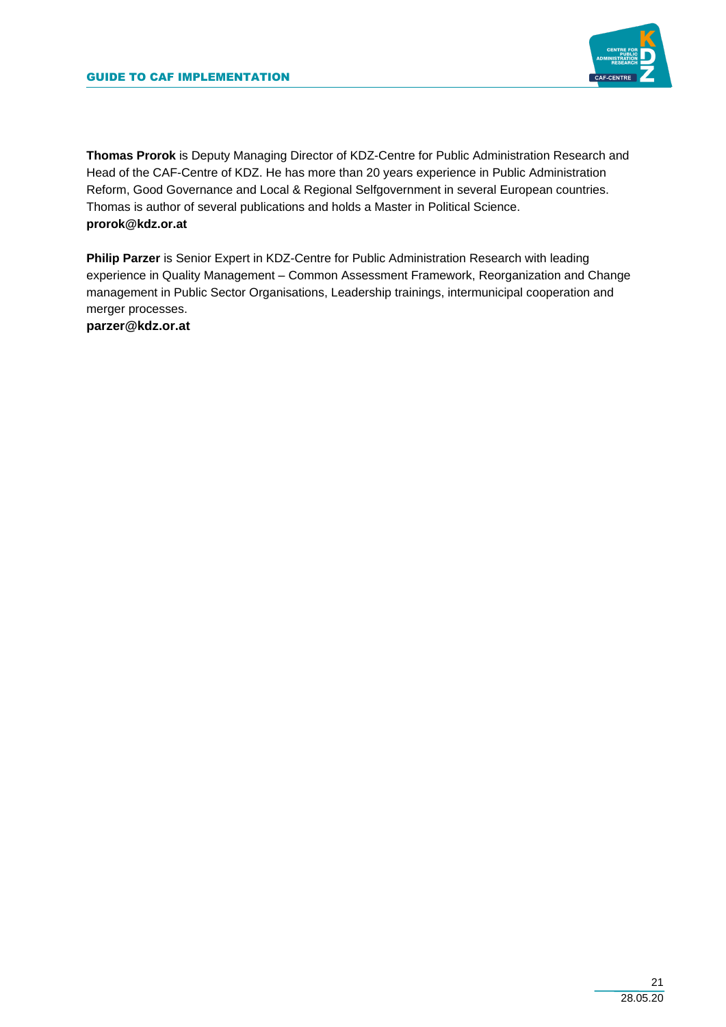**Thomas Prorok** is Deputy Managing Director of KDZ-Centre for Public Administration Research and Head of the CAF-Centre of KDZ. He has more than 20 years experience in Public Administration Reform, Good Governance and Local & Regional Selfgovernment in several European countries. Thomas is author of several publications and holds a Master in Political Science.
**prorok@kdz.or.at**

**Philip Parzer** is Senior Expert in KDZ-Centre for Public Administration Research with leading experience in Quality Management – Common Assessment Framework, Reorganization and Change management in Public Sector Organisations, Leadership trainings, intermunicipal cooperation and merger processes.
**parzer@kdz.or.at**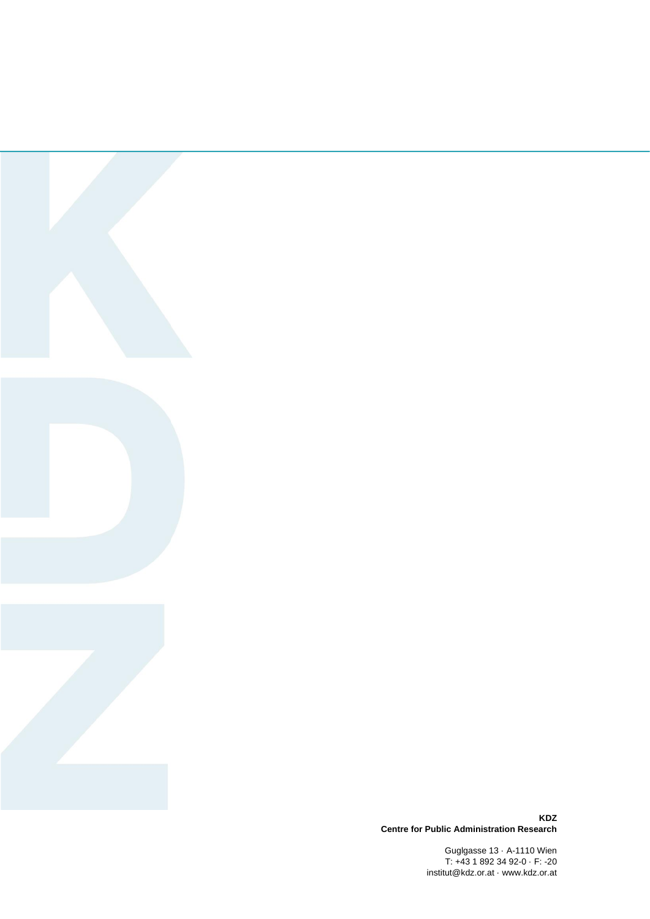**KDZ**
**Centre for Public Administration Research**

Guglgasse 13 · A-1110 Wien
T: +43 1 892 34 92-0 · F: -20
institut@kdz.or.at · www.kdz.or.at